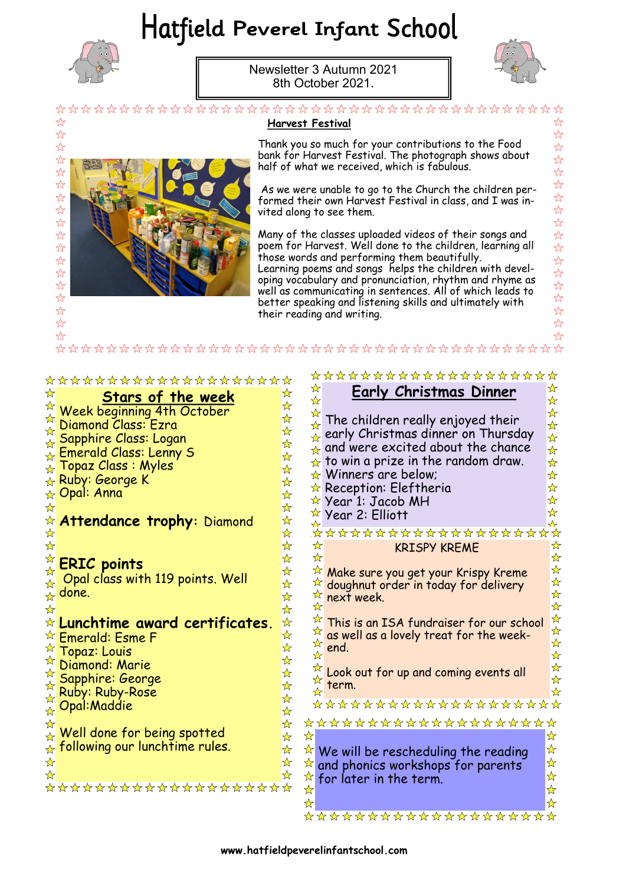# Hatfield Peverel Infant School

Newsletter 3 Autumn 2021
8th October 2021.

## Harvest Festival

Thank you so much for your contributions to the Food bank for Harvest Festival. The photograph shows about half of what we received, which is fabulous.

As we were unable to go to the Church the children performed their own Harvest Festival in class, and I was invited along to see them.

Many of the classes uploaded videos of their songs and poem for Harvest. Well done to the children, learning all those words and performing them beautifully.
Learning poems and songs helps the children with developing vocabulary and pronunciation, rhythm and rhyme as well as communicating in sentences. All of which leads to better speaking and listening skills and ultimately with their reading and writing.

## Stars of the week

Week beginning 4th October
Diamond Class: Ezra
Sapphire Class: Logan
Emerald Class: Lenny S
Topaz Class : Myles
Ruby: George K
Opal: Anna

**Attendance trophy**: Diamond

**ERIC points**
Opal class with 119 points. Well done.

**Lunchtime award certificates.**
Emerald: Esme F
Topaz: Louis
Diamond: Marie
Sapphire: George
Ruby: Ruby-Rose
Opal:Maddie

Well done for being spotted following our lunchtime rules.

## Early Christmas Dinner

The children really enjoyed their early Christmas dinner on Thursday and were excited about the chance to win a prize in the random draw.
Winners are below;
Reception: Eleftheria
Year 1: Jacob MH
Year 2: Elliott

## KRISPY KREME

Make sure you get your Krispy Kreme doughnut order in today for delivery next week.

This is an ISA fundraiser for our school as well as a lovely treat for the weekend.

Look out for up and coming events all term.

We will be rescheduling the reading and phonics workshops for parents for later in the term.

www.hatfieldpeverelinfantschool.com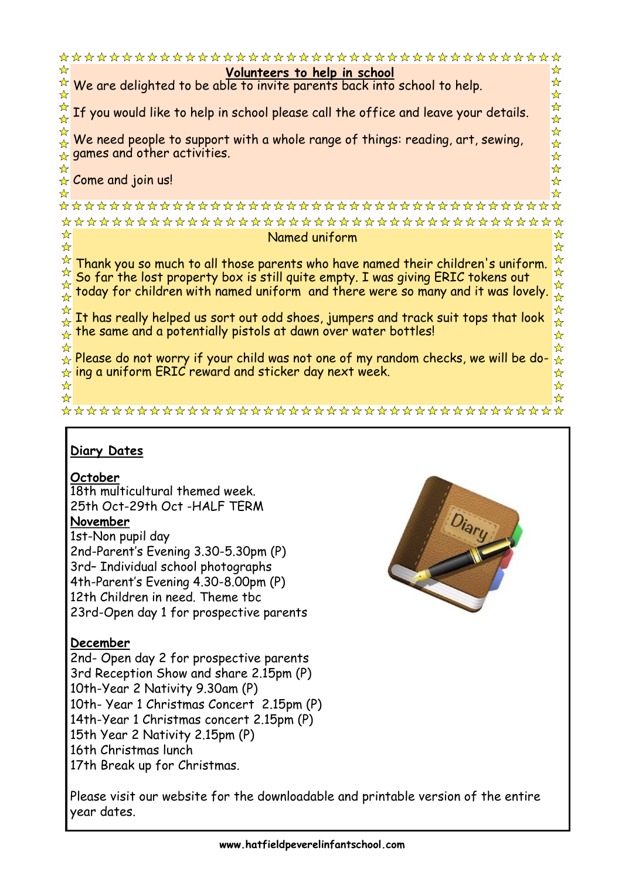## Volunteers to help in school

We are delighted to be able to invite parents back into school to help.

If you would like to help in school please call the office and leave your details.

We need people to support with a whole range of things: reading, art, sewing, games and other activities.

Come and join us!

## Named uniform

Thank you so much to all those parents who have named their children's uniform. So far the lost property box is still quite empty. I was giving ERIC tokens out today for children with named uniform and there were so many and it was lovely.

It has really helped us sort out odd shoes, jumpers and track suit tops that look the same and a potentially pistols at dawn over water bottles!

Please do not worry if your child was not one of my random checks, we will be doing a uniform ERIC reward and sticker day next week.

## Diary Dates

**October**

18th multicultural themed week.
25th Oct-29th Oct -HALF TERM

**November**

1st-Non pupil day
2nd-Parent's Evening 3.30-5.30pm (P)
3rd– Individual school photographs
4th-Parent's Evening 4.30-8.00pm (P)
12th Children in need. Theme tbc
23rd-Open day 1 for prospective parents

**December**

2nd- Open day 2 for prospective parents
3rd Reception Show and share 2.15pm (P)
10th-Year 2 Nativity 9.30am (P)
10th- Year 1 Christmas Concert 2.15pm (P)
14th-Year 1 Christmas concert 2.15pm (P)
15th Year 2 Nativity 2.15pm (P)
16th Christmas lunch
17th Break up for Christmas.

Please visit our website for the downloadable and printable version of the entire year dates.

**www.hatfieldpeverelinfantschool.com**